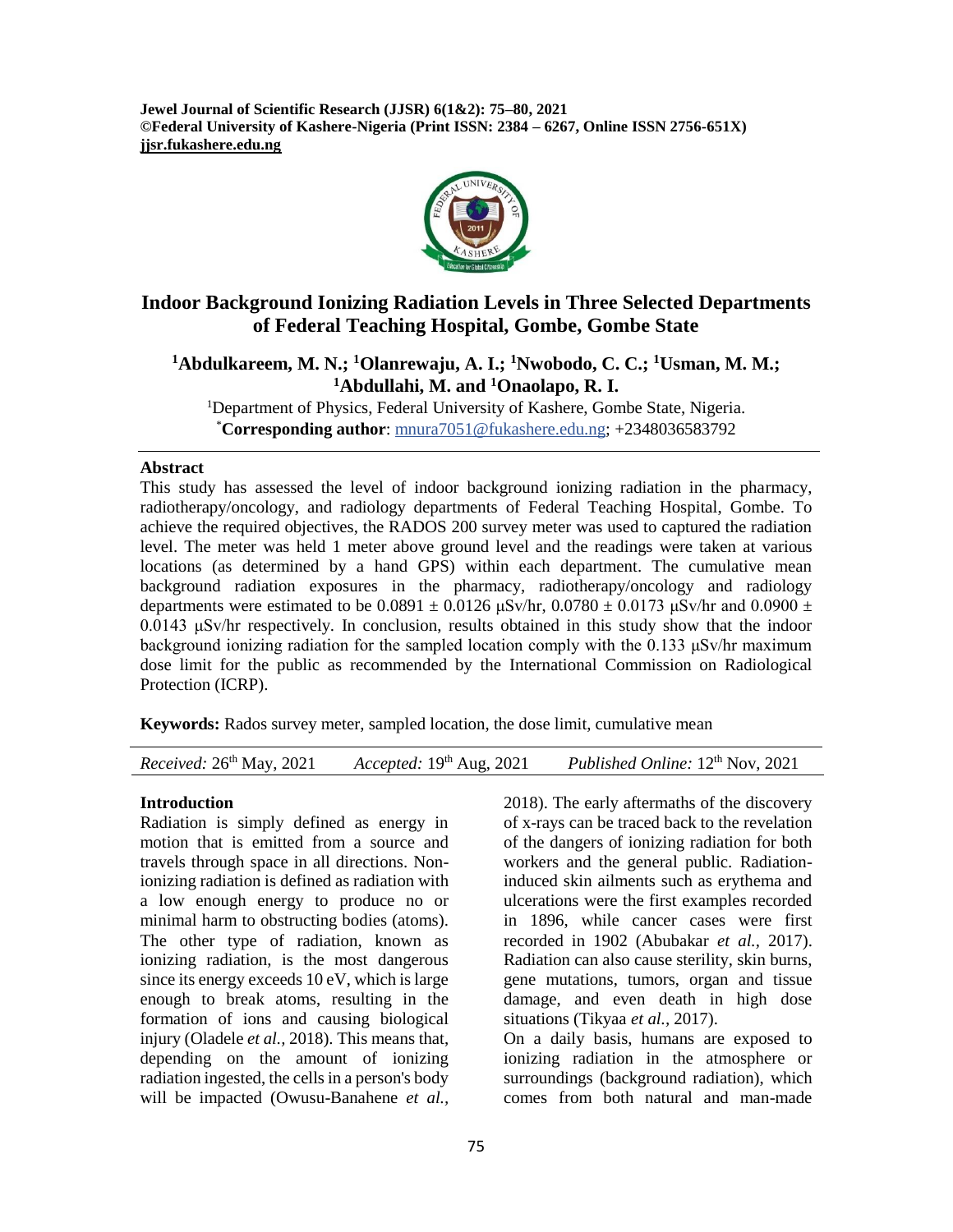**Jewel Journal of Scientific Research (JJSR) 6(1&2): 75–80, 2021**
**©Federal University of Kashere-Nigeria (Print ISSN: 2384 – 6267, Online ISSN 2756-651X)**
**jjsr.fukashere.edu.ng**

# Indoor Background Ionizing Radiation Levels in Three Selected Departments of Federal Teaching Hospital, Gombe, Gombe State

**[1]Abdulkareem, M. N.; [1]Olanrewaju, A. I.; [1]Nwobodo, C. C.; [1]Usman, M. M.; [1]Abdullahi, M. and [1]Onaolapo, R. I.**

[1]Department of Physics, Federal University of Kashere, Gombe State, Nigeria.
[*]**Corresponding author**: mnura7051@fukashere.edu.ng; +2348036583792

## Abstract

This study has assessed the level of indoor background ionizing radiation in the pharmacy, radiotherapy/oncology, and radiology departments of Federal Teaching Hospital, Gombe. To achieve the required objectives, the RADOS 200 survey meter was used to captured the radiation level. The meter was held 1 meter above ground level and the readings were taken at various locations (as determined by a hand GPS) within each department. The cumulative mean background radiation exposures in the pharmacy, radiotherapy/oncology and radiology departments were estimated to be $0.0891 \pm 0.0126$ μSv/hr, $0.0780 \pm 0.0173$ μSv/hr and $0.0900 \pm 0.0143$ μSv/hr respectively. In conclusion, results obtained in this study show that the indoor background ionizing radiation for the sampled location comply with the 0.133 μSv/hr maximum dose limit for the public as recommended by the International Commission on Radiological Protection (ICRP).

**Keywords:** Rados survey meter, sampled location, the dose limit, cumulative mean

*Received:* 26th May, 2021 *Accepted:* 19th Aug, 2021 *Published Online:* 12th Nov, 2021

## Introduction

Radiation is simply defined as energy in motion that is emitted from a source and travels through space in all directions. Non-ionizing radiation is defined as radiation with a low enough energy to produce no or minimal harm to obstructing bodies (atoms). The other type of radiation, known as ionizing radiation, is the most dangerous since its energy exceeds 10 eV, which is large enough to break atoms, resulting in the formation of ions and causing biological injury (Oladele *et al.,* 2018). This means that, depending on the amount of ionizing radiation ingested, the cells in a person's body will be impacted (Owusu-Banahene *et al.,* 2018). The early aftermaths of the discovery of x-rays can be traced back to the revelation of the dangers of ionizing radiation for both workers and the general public. Radiation-induced skin ailments such as erythema and ulcerations were the first examples recorded in 1896, while cancer cases were first recorded in 1902 (Abubakar *et al.,* 2017). Radiation can also cause sterility, skin burns, gene mutations, tumors, organ and tissue damage, and even death in high dose situations (Tikyaa *et al.,* 2017).

On a daily basis, humans are exposed to ionizing radiation in the atmosphere or surroundings (background radiation), which comes from both natural and man-made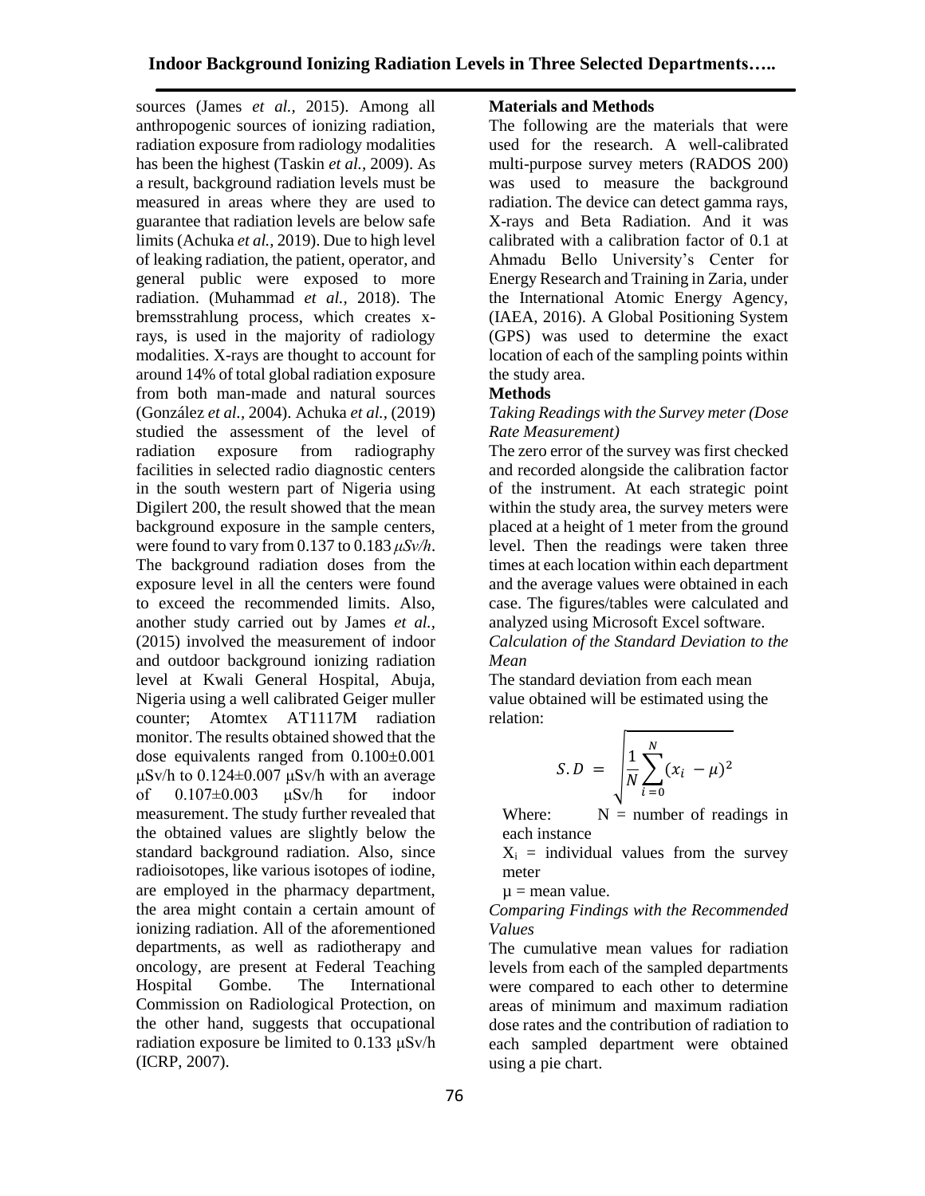sources (James *et al.,* 2015). Among all anthropogenic sources of ionizing radiation, radiation exposure from radiology modalities has been the highest (Taskin *et al.,* 2009). As a result, background radiation levels must be measured in areas where they are used to guarantee that radiation levels are below safe limits (Achuka *et al.,* 2019). Due to high level of leaking radiation, the patient, operator, and general public were exposed to more radiation. (Muhammad *et al.,* 2018). The bremsstrahlung process, which creates x-rays, is used in the majority of radiology modalities. X-rays are thought to account for around 14% of total global radiation exposure from both man-made and natural sources (González *et al.,* 2004). Achuka *et al.,* (2019) studied the assessment of the level of radiation exposure from radiography facilities in selected radio diagnostic centers in the south western part of Nigeria using Digilert 200, the result showed that the mean background exposure in the sample centers, were found to vary from 0.137 to 0.183 *μSv/h*. The background radiation doses from the exposure level in all the centers were found to exceed the recommended limits. Also, another study carried out by James *et al.,* (2015) involved the measurement of indoor and outdoor background ionizing radiation level at Kwali General Hospital, Abuja, Nigeria using a well calibrated Geiger muller counter; Atomtex AT1117M radiation monitor. The results obtained showed that the dose equivalents ranged from 0.100±0.001 μSv/h to 0.124±0.007 μSv/h with an average of 0.107±0.003 μSv/h for indoor measurement. The study further revealed that the obtained values are slightly below the standard background radiation. Also, since radioisotopes, like various isotopes of iodine, are employed in the pharmacy department, the area might contain a certain amount of ionizing radiation. All of the aforementioned departments, as well as radiotherapy and oncology, are present at Federal Teaching Hospital Gombe. The International Commission on Radiological Protection, on the other hand, suggests that occupational radiation exposure be limited to 0.133 μSv/h (ICRP, 2007).

## Materials and Methods

The following are the materials that were used for the research. A well-calibrated multi-purpose survey meters (RADOS 200) was used to measure the background radiation. The device can detect gamma rays, X-rays and Beta Radiation. And it was calibrated with a calibration factor of 0.1 at Ahmadu Bello University's Center for Energy Research and Training in Zaria, under the International Atomic Energy Agency, (IAEA, 2016). A Global Positioning System (GPS) was used to determine the exact location of each of the sampling points within the study area.

### Methods

*Taking Readings with the Survey meter (Dose Rate Measurement)*

The zero error of the survey was first checked and recorded alongside the calibration factor of the instrument. At each strategic point within the study area, the survey meters were placed at a height of 1 meter from the ground level. Then the readings were taken three times at each location within each department and the average values were obtained in each case. The figures/tables were calculated and analyzed using Microsoft Excel software.

*Calculation of the Standard Deviation to the Mean*

The standard deviation from each mean value obtained will be estimated using the relation:

$$S.D = \sqrt{\frac{1}{N}\sum_{i=0}^{N}(x_i - \mu)^2}$$

Where: N = number of readings in each instance

$X_i$ = individual values from the survey meter

μ = mean value.

*Comparing Findings with the Recommended Values*

The cumulative mean values for radiation levels from each of the sampled departments were compared to each other to determine areas of minimum and maximum radiation dose rates and the contribution of radiation to each sampled department were obtained using a pie chart.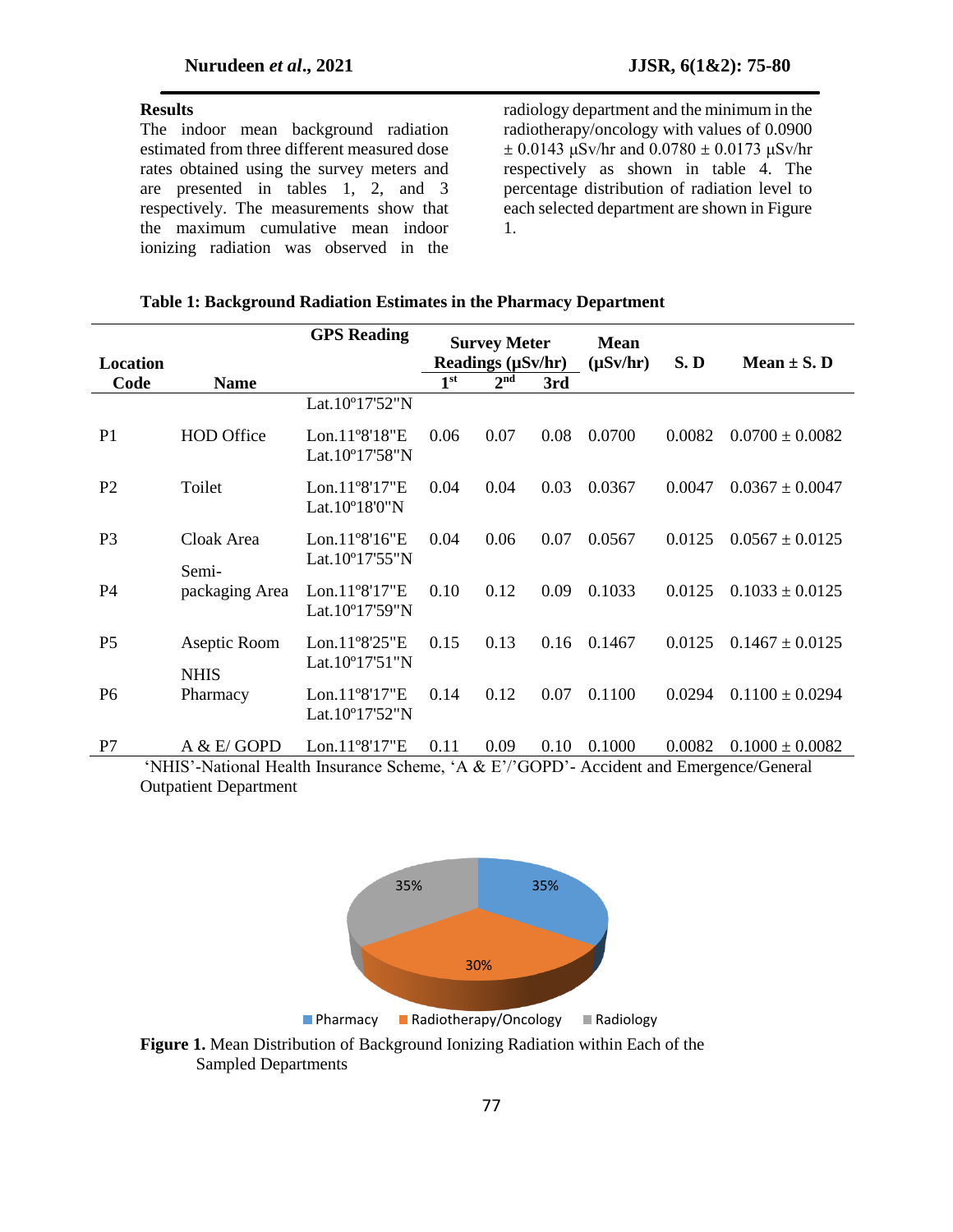## Results

The indoor mean background radiation estimated from three different measured dose rates obtained using the survey meters and are presented in tables 1, 2, and 3 respectively. The measurements show that the maximum cumulative mean indoor ionizing radiation was observed in the radiology department and the minimum in the radiotherapy/oncology with values of 0.0900 ± 0.0143 μSv/hr and 0.0780 ± 0.0173 μSv/hr respectively as shown in table 4. The percentage distribution of radiation level to each selected department are shown in Figure 1.

**Table 1: Background Radiation Estimates in the Pharmacy Department**

| Location Code | Name | GPS Reading | Survey Meter Readings (μSv/hr) | | | Mean (μSv/hr) | S. D | Mean ± S. D |
|---|---|---|---|---|---|---|---|---|
| | | | 1st | 2nd | 3rd | | | |
| P1 | HOD Office | Lat.10°17'52"N Lon.11°8'18"E | 0.06 | 0.07 | 0.08 | 0.0700 | 0.0082 | 0.0700 ± 0.0082 |
| P2 | Toilet | Lat.10°17'58"N Lon.11°8'17"E | 0.04 | 0.04 | 0.03 | 0.0367 | 0.0047 | 0.0367 ± 0.0047 |
| P3 | Cloak Area | Lat.10°18'0"N Lon.11°8'16"E | 0.04 | 0.06 | 0.07 | 0.0567 | 0.0125 | 0.0567 ± 0.0125 |
| P4 | Semi-packaging Area | Lat.10°17'55"N Lon.11°8'17"E | 0.10 | 0.12 | 0.09 | 0.1033 | 0.0125 | 0.1033 ± 0.0125 |
| P5 | Aseptic Room | Lat.10°17'59"N Lon.11°8'25"E | 0.15 | 0.13 | 0.16 | 0.1467 | 0.0125 | 0.1467 ± 0.0125 |
| P6 | NHIS Pharmacy | Lat.10°17'51"N Lon.11°8'17"E | 0.14 | 0.12 | 0.07 | 0.1100 | 0.0294 | 0.1100 ± 0.0294 |
| P7 | A & E/ GOPD | Lat.10°17'52"N Lon.11°8'17"E | 0.11 | 0.09 | 0.10 | 0.1000 | 0.0082 | 0.1000 ± 0.0082 |

'NHIS'-National Health Insurance Scheme, 'A & E'/'GOPD'- Accident and Emergence/General Outpatient Department

**Figure 1.** Mean Distribution of Background Ionizing Radiation within Each of the Sampled Departments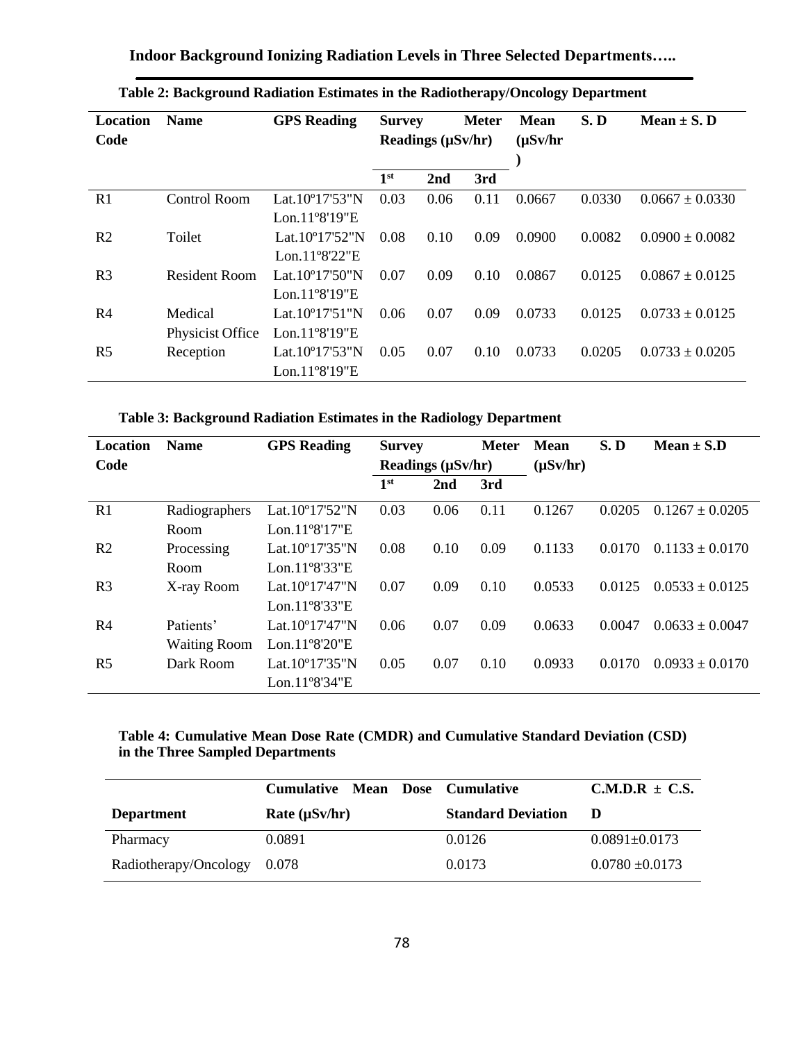**Table 2: Background Radiation Estimates in the Radiotherapy/Oncology Department**

| Location Code | Name | GPS Reading | Survey Meter Readings (μSv/hr) | | | Mean (μSv/hr) | S. D | Mean ± S. D |
|---|---|---|---|---|---|---|---|---|
| | | | 1st | 2nd | 3rd | | | |
| R1 | Control Room | Lat.10º17'53"N Lon.11º8'19"E | 0.03 | 0.06 | 0.11 | 0.0667 | 0.0330 | 0.0667 ± 0.0330 |
| R2 | Toilet | Lat.10º17'52"N Lon.11º8'22"E | 0.08 | 0.10 | 0.09 | 0.0900 | 0.0082 | 0.0900 ± 0.0082 |
| R3 | Resident Room | Lat.10º17'50"N Lon.11º8'19"E | 0.07 | 0.09 | 0.10 | 0.0867 | 0.0125 | 0.0867 ± 0.0125 |
| R4 | Medical Physicist Office | Lat.10º17'51"N Lon.11º8'19"E | 0.06 | 0.07 | 0.09 | 0.0733 | 0.0125 | 0.0733 ± 0.0125 |
| R5 | Reception | Lat.10º17'53"N Lon.11º8'19"E | 0.05 | 0.07 | 0.10 | 0.0733 | 0.0205 | 0.0733 ± 0.0205 |

**Table 3: Background Radiation Estimates in the Radiology Department**

| Location Code | Name | GPS Reading | Survey Meter Readings (μSv/hr) | | | Mean (μSv/hr) | S. D | Mean ± S.D |
|---|---|---|---|---|---|---|---|---|
| | | | 1st | 2nd | 3rd | | | |
| R1 | Radiographers Room | Lat.10º17'52"N Lon.11º8'17"E | 0.03 | 0.06 | 0.11 | 0.1267 | 0.0205 | 0.1267 ± 0.0205 |
| R2 | Processing Room | Lat.10º17'35"N Lon.11º8'33"E | 0.08 | 0.10 | 0.09 | 0.1133 | 0.0170 | 0.1133 ± 0.0170 |
| R3 | X-ray Room | Lat.10º17'47"N Lon.11º8'33"E | 0.07 | 0.09 | 0.10 | 0.0533 | 0.0125 | 0.0533 ± 0.0125 |
| R4 | Patients' Waiting Room | Lat.10º17'47"N Lon.11º8'20"E | 0.06 | 0.07 | 0.09 | 0.0633 | 0.0047 | 0.0633 ± 0.0047 |
| R5 | Dark Room | Lat.10º17'35"N Lon.11º8'34"E | 0.05 | 0.07 | 0.10 | 0.0933 | 0.0170 | 0.0933 ± 0.0170 |

**Table 4: Cumulative Mean Dose Rate (CMDR) and Cumulative Standard Deviation (CSD) in the Three Sampled Departments**

| Department | Cumulative Mean Dose Rate (μSv/hr) | Cumulative Standard Deviation | C.M.D.R ± C.S.D |
|---|---|---|---|
| Pharmacy | 0.0891 | 0.0126 | 0.0891±0.0173 |
| Radiotherapy/Oncology | 0.078 | 0.0173 | 0.0780 ±0.0173 |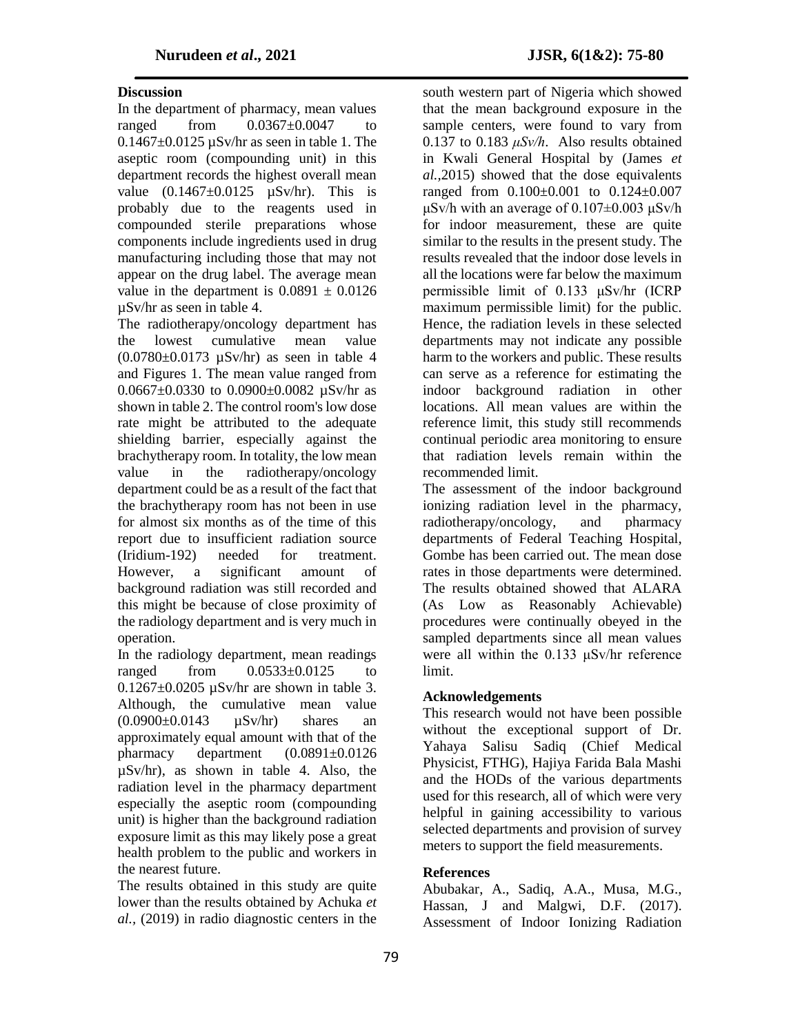## Discussion

In the department of pharmacy, mean values ranged from 0.0367±0.0047 to 0.1467±0.0125 µSv/hr as seen in table 1. The aseptic room (compounding unit) in this department records the highest overall mean value (0.1467±0.0125 µSv/hr). This is probably due to the reagents used in compounded sterile preparations whose components include ingredients used in drug manufacturing including those that may not appear on the drug label. The average mean value in the department is 0.0891 ± 0.0126 µSv/hr as seen in table 4.

The radiotherapy/oncology department has the lowest cumulative mean value (0.0780±0.0173 µSv/hr) as seen in table 4 and Figures 1. The mean value ranged from 0.0667±0.0330 to 0.0900±0.0082 µSv/hr as shown in table 2. The control room's low dose rate might be attributed to the adequate shielding barrier, especially against the brachytherapy room. In totality, the low mean value in the radiotherapy/oncology department could be as a result of the fact that the brachytherapy room has not been in use for almost six months as of the time of this report due to insufficient radiation source (Iridium-192) needed for treatment. However, a significant amount of background radiation was still recorded and this might be because of close proximity of the radiology department and is very much in operation.

In the radiology department, mean readings ranged from 0.0533±0.0125 to 0.1267±0.0205 µSv/hr are shown in table 3. Although, the cumulative mean value (0.0900±0.0143 µSv/hr) shares an approximately equal amount with that of the pharmacy department (0.0891±0.0126 µSv/hr), as shown in table 4. Also, the radiation level in the pharmacy department especially the aseptic room (compounding unit) is higher than the background radiation exposure limit as this may likely pose a great health problem to the public and workers in the nearest future.

The results obtained in this study are quite lower than the results obtained by Achuka *et al.,* (2019) in radio diagnostic centers in the south western part of Nigeria which showed that the mean background exposure in the sample centers, were found to vary from 0.137 to 0.183 *µSv/h*. Also results obtained in Kwali General Hospital by (James *et al.,*2015) showed that the dose equivalents ranged from 0.100±0.001 to 0.124±0.007 µSv/h with an average of 0.107±0.003 µSv/h for indoor measurement, these are quite similar to the results in the present study. The results revealed that the indoor dose levels in all the locations were far below the maximum permissible limit of 0.133 µSv/hr (ICRP maximum permissible limit) for the public. Hence, the radiation levels in these selected departments may not indicate any possible harm to the workers and public. These results can serve as a reference for estimating the indoor background radiation in other locations. All mean values are within the reference limit, this study still recommends continual periodic area monitoring to ensure that radiation levels remain within the recommended limit.

The assessment of the indoor background ionizing radiation level in the pharmacy, radiotherapy/oncology, and pharmacy departments of Federal Teaching Hospital, Gombe has been carried out. The mean dose rates in those departments were determined. The results obtained showed that ALARA (As Low as Reasonably Achievable) procedures were continually obeyed in the sampled departments since all mean values were all within the 0.133 µSv/hr reference limit.

## Acknowledgements

This research would not have been possible without the exceptional support of Dr. Yahaya Salisu Sadiq (Chief Medical Physicist, FTHG), Hajiya Farida Bala Mashi and the HODs of the various departments used for this research, all of which were very helpful in gaining accessibility to various selected departments and provision of survey meters to support the field measurements.

## References

Abubakar, A., Sadiq, A.A., Musa, M.G., Hassan, J and Malgwi, D.F. (2017). Assessment of Indoor Ionizing Radiation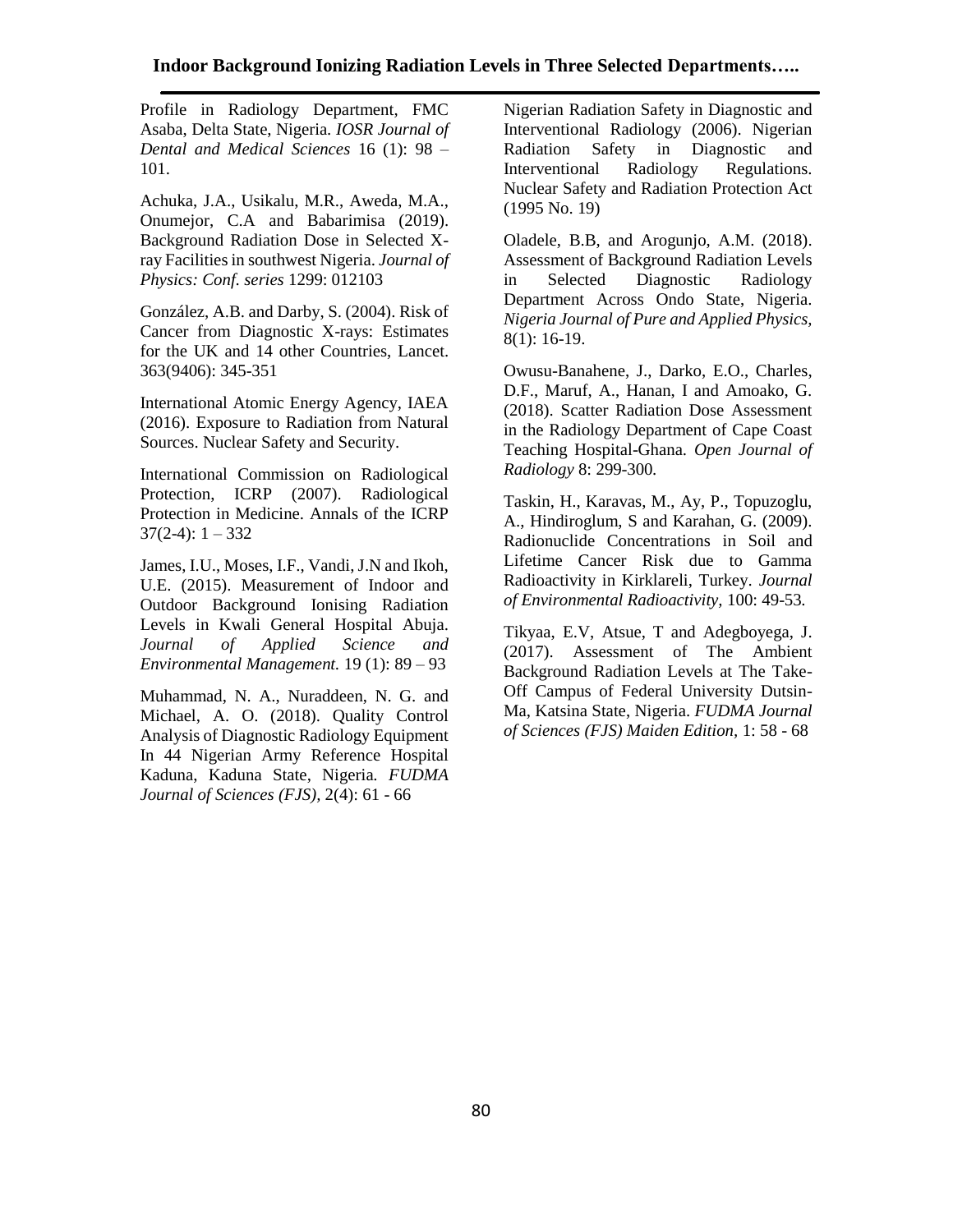Profile in Radiology Department, FMC Asaba, Delta State, Nigeria. *IOSR Journal of Dental and Medical Sciences* 16 (1): 98 – 101.

Achuka, J.A., Usikalu, M.R., Aweda, M.A., Onumejor, C.A and Babarimisa (2019). Background Radiation Dose in Selected X-ray Facilities in southwest Nigeria. *Journal of Physics: Conf. series* 1299: 012103

González, A.B. and Darby, S. (2004). Risk of Cancer from Diagnostic X-rays: Estimates for the UK and 14 other Countries, Lancet. 363(9406): 345-351

International Atomic Energy Agency, IAEA (2016). Exposure to Radiation from Natural Sources. Nuclear Safety and Security.

International Commission on Radiological Protection, ICRP (2007). Radiological Protection in Medicine. Annals of the ICRP 37(2-4): 1 – 332

James, I.U., Moses, I.F., Vandi, J.N and Ikoh, U.E. (2015). Measurement of Indoor and Outdoor Background Ionising Radiation Levels in Kwali General Hospital Abuja. *Journal of Applied Science and Environmental Management.* 19 (1): 89 – 93

Muhammad, N. A., Nuraddeen, N. G. and Michael, A. O. (2018). Quality Control Analysis of Diagnostic Radiology Equipment In 44 Nigerian Army Reference Hospital Kaduna, Kaduna State, Nigeria. *FUDMA Journal of Sciences (FJS),* 2(4): 61 - 66

Nigerian Radiation Safety in Diagnostic and Interventional Radiology (2006). Nigerian Radiation Safety in Diagnostic and Interventional Radiology Regulations. Nuclear Safety and Radiation Protection Act (1995 No. 19)

Oladele, B.B, and Arogunjo, A.M. (2018). Assessment of Background Radiation Levels in Selected Diagnostic Radiology Department Across Ondo State, Nigeria. *Nigeria Journal of Pure and Applied Physics,* 8(1): 16-19.

Owusu-Banahene, J., Darko, E.O., Charles, D.F., Maruf, A., Hanan, I and Amoako, G. (2018). Scatter Radiation Dose Assessment in the Radiology Department of Cape Coast Teaching Hospital-Ghana. *Open Journal of Radiology* 8: 299-300.

Taskin, H., Karavas, M., Ay, P., Topuzoglu, A., Hindiroglum, S and Karahan, G. (2009). Radionuclide Concentrations in Soil and Lifetime Cancer Risk due to Gamma Radioactivity in Kirklareli, Turkey. *Journal of Environmental Radioactivity,* 100: 49-53.

Tikyaa, E.V, Atsue, T and Adegboyega, J. (2017). Assessment of The Ambient Background Radiation Levels at The Take-Off Campus of Federal University Dutsin-Ma, Katsina State, Nigeria. *FUDMA Journal of Sciences (FJS) Maiden Edition,* 1: 58 - 68